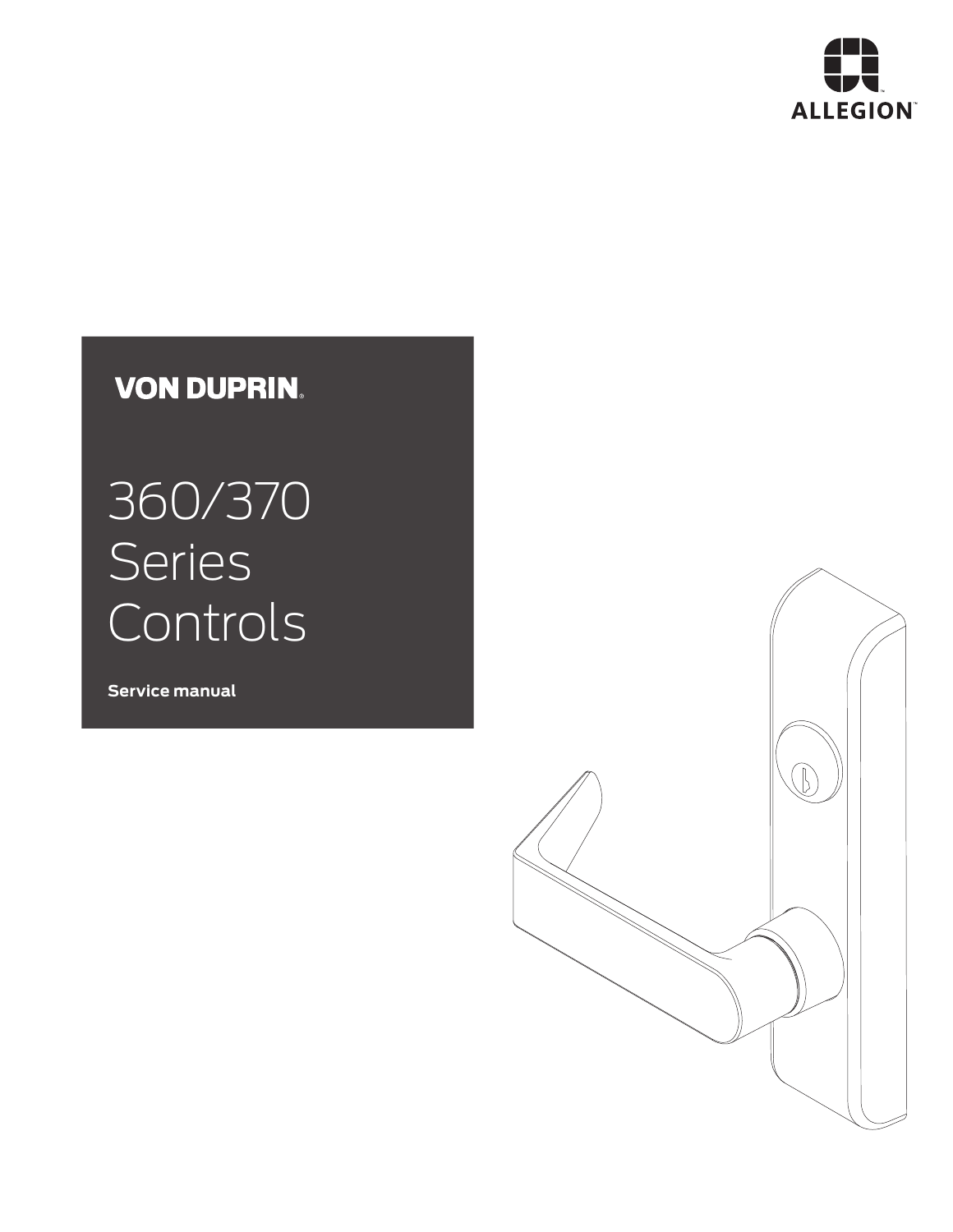ALLEGION™

VON DUPRIN®

# 360/370 Series Controls

**Service manual**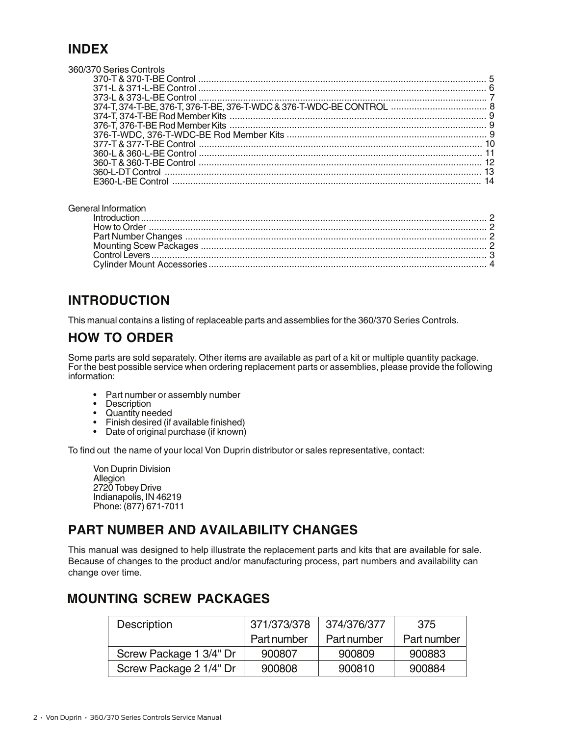## INDEX

360/370 Series Controls

- 370-T & 370-T-BE Control ..... 5
- 371-L & 371-L-BE Control ..... 6
- 373-L & 373-L-BE Control ..... 7
- 374-T, 374-T-BE, 376-T, 376-T-BE, 376-T-WDC & 376-T-WDC-BE CONTROL ..... 8
- 374-T, 374-T-BE Rod Member Kits ..... 9
- 376-T, 376-T-BE Rod Member Kits ..... 9
- 376-T-WDC, 376-T-WDC-BE Rod Member Kits ..... 9
- 377-T & 377-T-BE Control ..... 10
- 360-L & 360-L-BE Control ..... 11
- 360-T & 360-T-BE Control ..... 12
- 360-L-DT Control ..... 13
- E360-L-BE Control ..... 14

General Information

- Introduction ..... 2
- How to Order ..... 2
- Part Number Changes ..... 2
- Mounting Scew Packages ..... 2
- Control Levers ..... 3
- Cylinder Mount Accessories ..... 4

## INTRODUCTION

This manual contains a listing of replaceable parts and assemblies for the 360/370 Series Controls.

## HOW TO ORDER

Some parts are sold separately. Other items are available as part of a kit or multiple quantity package. For the best possible service when ordering replacement parts or assemblies, please provide the following information:

- Part number or assembly number
- Description
- Quantity needed
- Finish desired (if available finished)
- Date of original purchase (if known)

To find out the name of your local Von Duprin distributor or sales representative, contact:

Von Duprin Division
Allegion
2720 Tobey Drive
Indianapolis, IN 46219
Phone: (877) 671-7011

## PART NUMBER AND AVAILABILITY CHANGES

This manual was designed to help illustrate the replacement parts and kits that are available for sale. Because of changes to the product and/or manufacturing process, part numbers and availability can change over time.

## MOUNTING SCREW PACKAGES

| Description | 371/373/378 Part number | 374/376/377 Part number | 375 Part number |
|---|---|---|---|
| Screw Package 1 3/4" Dr | 900807 | 900809 | 900883 |
| Screw Package 2 1/4" Dr | 900808 | 900810 | 900884 |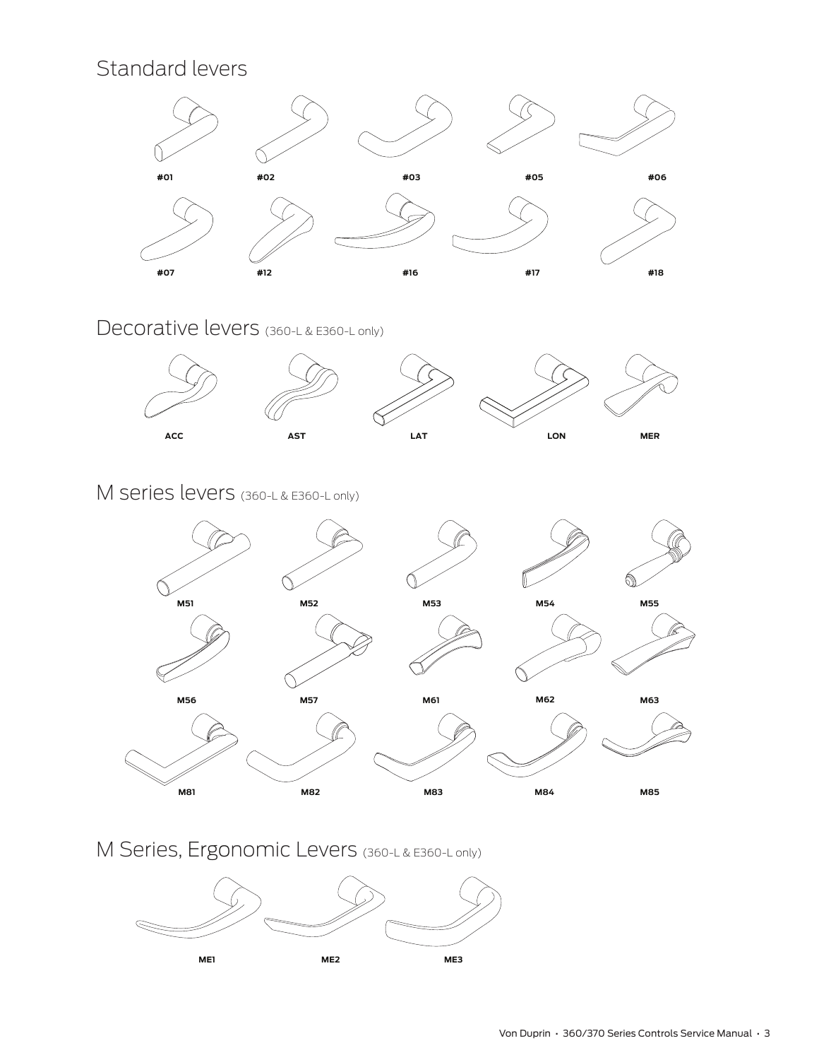## Standard levers

#01 #02 #03 #05 #06

#07 #12 #16 #17 #18

## Decorative levers (360-L & E360-L only)

ACC AST LAT LON MER

## M series levers (360-L & E360-L only)

M51 M52 M53 M54 M55

M56 M57 M61 M62 M63

M81 M82 M83 M84 M85

## M Series, Ergonomic Levers (360-L & E360-L only)

ME1 ME2 ME3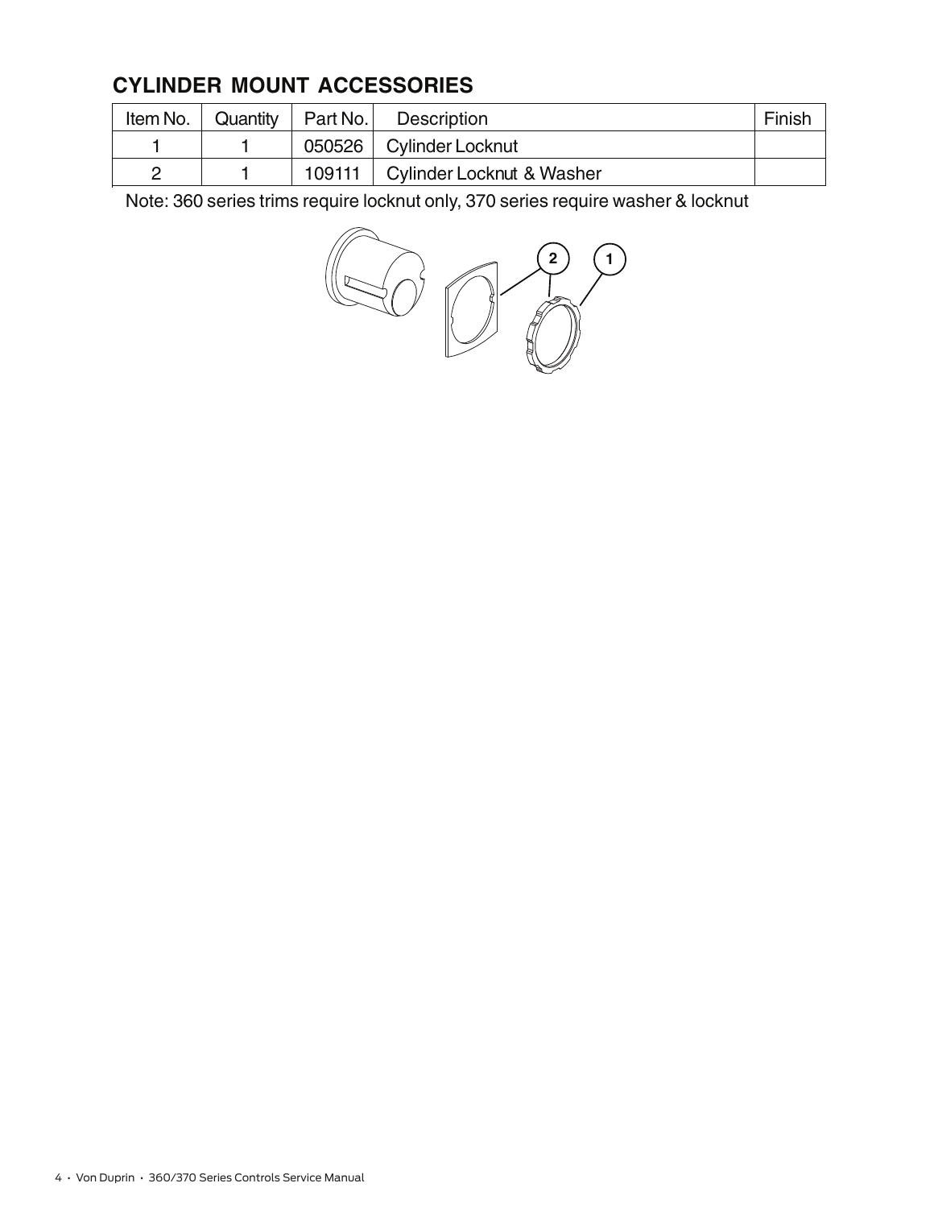## CYLINDER MOUNT ACCESSORIES

| Item No. | Quantity | Part No. | Description | Finish |
|---|---|---|---|---|
| 1 | 1 | 050526 | Cylinder Locknut | |
| 2 | 1 | 109111 | Cylinder Locknut & Washer | |

Note: 360 series trims require locknut only, 370 series require washer & locknut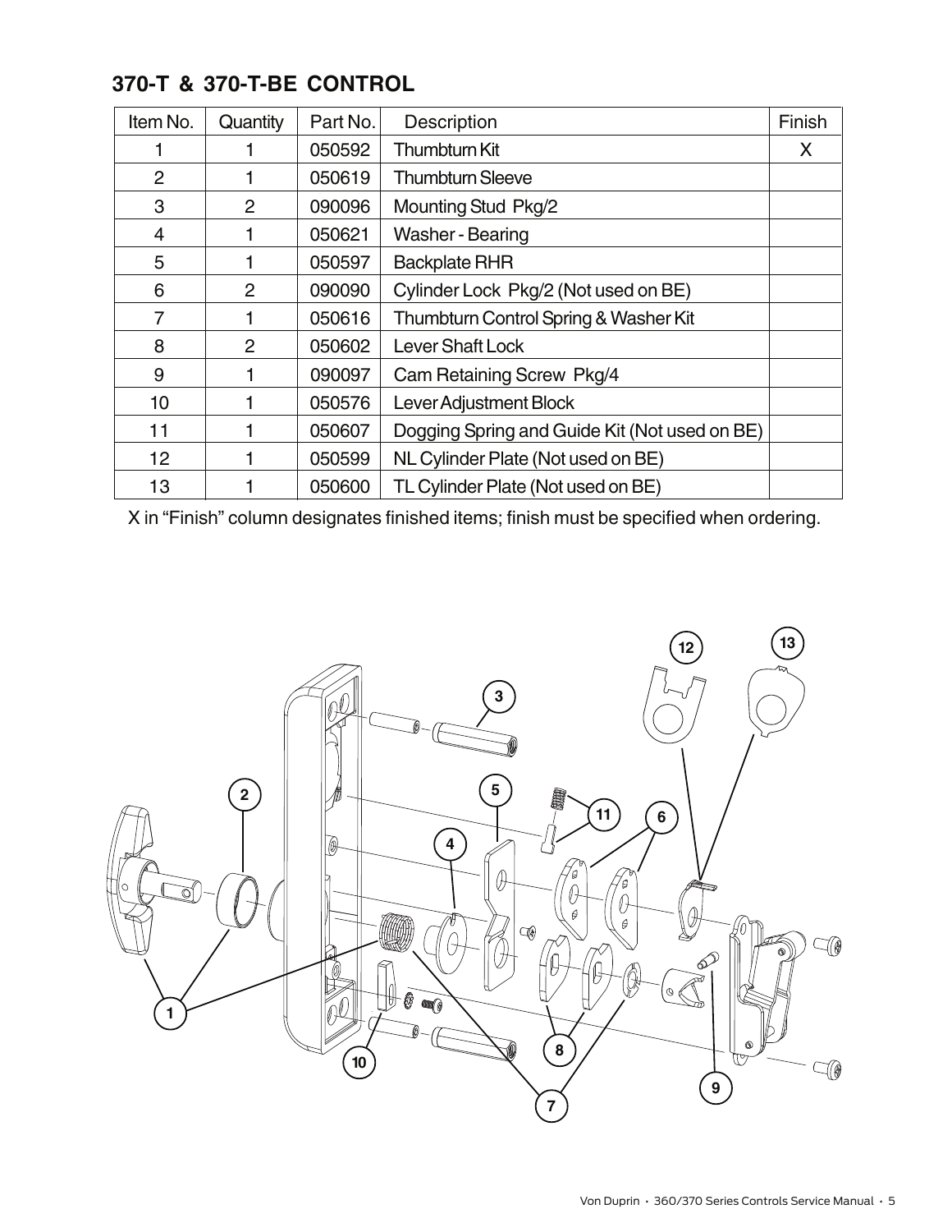## 370-T & 370-T-BE CONTROL

| Item No. | Quantity | Part No. | Description | Finish |
|---|---|---|---|---|
| 1 | 1 | 050592 | Thumbturn Kit | X |
| 2 | 1 | 050619 | Thumbturn Sleeve | |
| 3 | 2 | 090096 | Mounting Stud Pkg/2 | |
| 4 | 1 | 050621 | Washer - Bearing | |
| 5 | 1 | 050597 | Backplate RHR | |
| 6 | 2 | 090090 | Cylinder Lock Pkg/2 (Not used on BE) | |
| 7 | 1 | 050616 | Thumbturn Control Spring & Washer Kit | |
| 8 | 2 | 050602 | Lever Shaft Lock | |
| 9 | 1 | 090097 | Cam Retaining Screw Pkg/4 | |
| 10 | 1 | 050576 | Lever Adjustment Block | |
| 11 | 1 | 050607 | Dogging Spring and Guide Kit (Not used on BE) | |
| 12 | 1 | 050599 | NL Cylinder Plate (Not used on BE) | |
| 13 | 1 | 050600 | TL Cylinder Plate (Not used on BE) | |

X in "Finish" column designates finished items; finish must be specified when ordering.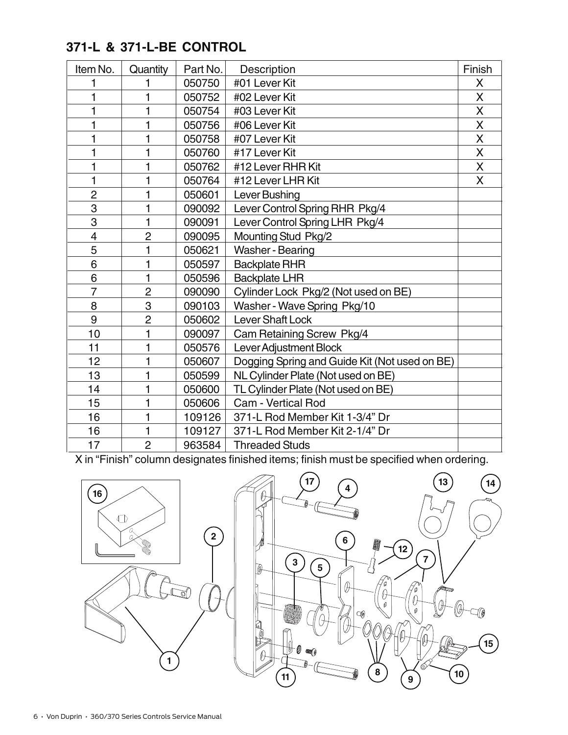## 371-L & 371-L-BE CONTROL

| Item No. | Quantity | Part No. | Description | Finish |
|---|---|---|---|---|
| 1 | 1 | 050750 | #01 Lever Kit | X |
| 1 | 1 | 050752 | #02 Lever Kit | X |
| 1 | 1 | 050754 | #03 Lever Kit | X |
| 1 | 1 | 050756 | #06 Lever Kit | X |
| 1 | 1 | 050758 | #07 Lever Kit | X |
| 1 | 1 | 050760 | #17 Lever Kit | X |
| 1 | 1 | 050762 | #12 Lever RHR Kit | X |
| 1 | 1 | 050764 | #12 Lever LHR Kit | X |
| 2 | 1 | 050601 | Lever Bushing | |
| 3 | 1 | 090092 | Lever Control Spring RHR Pkg/4 | |
| 3 | 1 | 090091 | Lever Control Spring LHR Pkg/4 | |
| 4 | 2 | 090095 | Mounting Stud Pkg/2 | |
| 5 | 1 | 050621 | Washer - Bearing | |
| 6 | 1 | 050597 | Backplate RHR | |
| 6 | 1 | 050596 | Backplate LHR | |
| 7 | 2 | 090090 | Cylinder Lock Pkg/2 (Not used on BE) | |
| 8 | 3 | 090103 | Washer - Wave Spring Pkg/10 | |
| 9 | 2 | 050602 | Lever Shaft Lock | |
| 10 | 1 | 090097 | Cam Retaining Screw Pkg/4 | |
| 11 | 1 | 050576 | Lever Adjustment Block | |
| 12 | 1 | 050607 | Dogging Spring and Guide Kit (Not used on BE) | |
| 13 | 1 | 050599 | NL Cylinder Plate (Not used on BE) | |
| 14 | 1 | 050600 | TL Cylinder Plate (Not used on BE) | |
| 15 | 1 | 050606 | Cam - Vertical Rod | |
| 16 | 1 | 109126 | 371-L Rod Member Kit 1-3/4" Dr | |
| 16 | 1 | 109127 | 371-L Rod Member Kit 2-1/4" Dr | |
| 17 | 2 | 963584 | Threaded Studs | |

X in "Finish" column designates finished items; finish must be specified when ordering.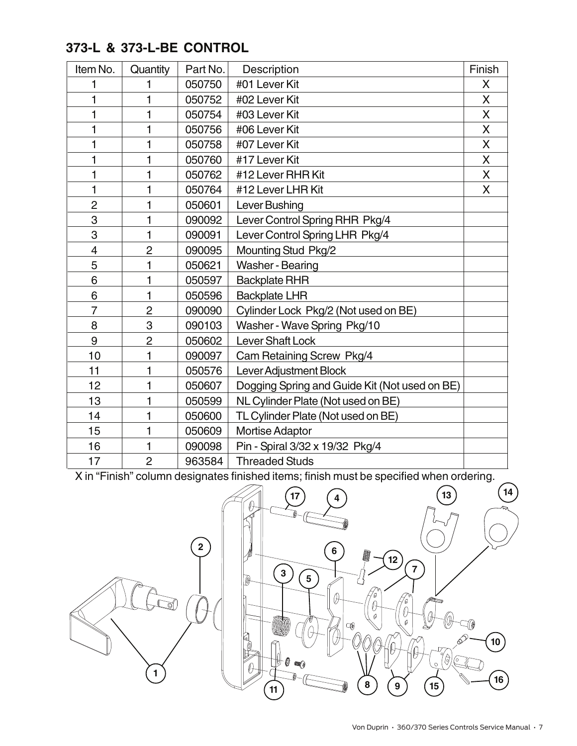## 373-L & 373-L-BE CONTROL

| Item No. | Quantity | Part No. | Description | Finish |
|---|---|---|---|---|
| 1 | 1 | 050750 | #01 Lever Kit | X |
| 1 | 1 | 050752 | #02 Lever Kit | X |
| 1 | 1 | 050754 | #03 Lever Kit | X |
| 1 | 1 | 050756 | #06 Lever Kit | X |
| 1 | 1 | 050758 | #07 Lever Kit | X |
| 1 | 1 | 050760 | #17 Lever Kit | X |
| 1 | 1 | 050762 | #12 Lever RHR Kit | X |
| 1 | 1 | 050764 | #12 Lever LHR Kit | X |
| 2 | 1 | 050601 | Lever Bushing | |
| 3 | 1 | 090092 | Lever Control Spring RHR Pkg/4 | |
| 3 | 1 | 090091 | Lever Control Spring LHR Pkg/4 | |
| 4 | 2 | 090095 | Mounting Stud Pkg/2 | |
| 5 | 1 | 050621 | Washer - Bearing | |
| 6 | 1 | 050597 | Backplate RHR | |
| 6 | 1 | 050596 | Backplate LHR | |
| 7 | 2 | 090090 | Cylinder Lock Pkg/2 (Not used on BE) | |
| 8 | 3 | 090103 | Washer - Wave Spring Pkg/10 | |
| 9 | 2 | 050602 | Lever Shaft Lock | |
| 10 | 1 | 090097 | Cam Retaining Screw Pkg/4 | |
| 11 | 1 | 050576 | Lever Adjustment Block | |
| 12 | 1 | 050607 | Dogging Spring and Guide Kit (Not used on BE) | |
| 13 | 1 | 050599 | NL Cylinder Plate (Not used on BE) | |
| 14 | 1 | 050600 | TL Cylinder Plate (Not used on BE) | |
| 15 | 1 | 050609 | Mortise Adaptor | |
| 16 | 1 | 090098 | Pin - Spiral 3/32 x 19/32 Pkg/4 | |
| 17 | 2 | 963584 | Threaded Studs | |

X in "Finish" column designates finished items; finish must be specified when ordering.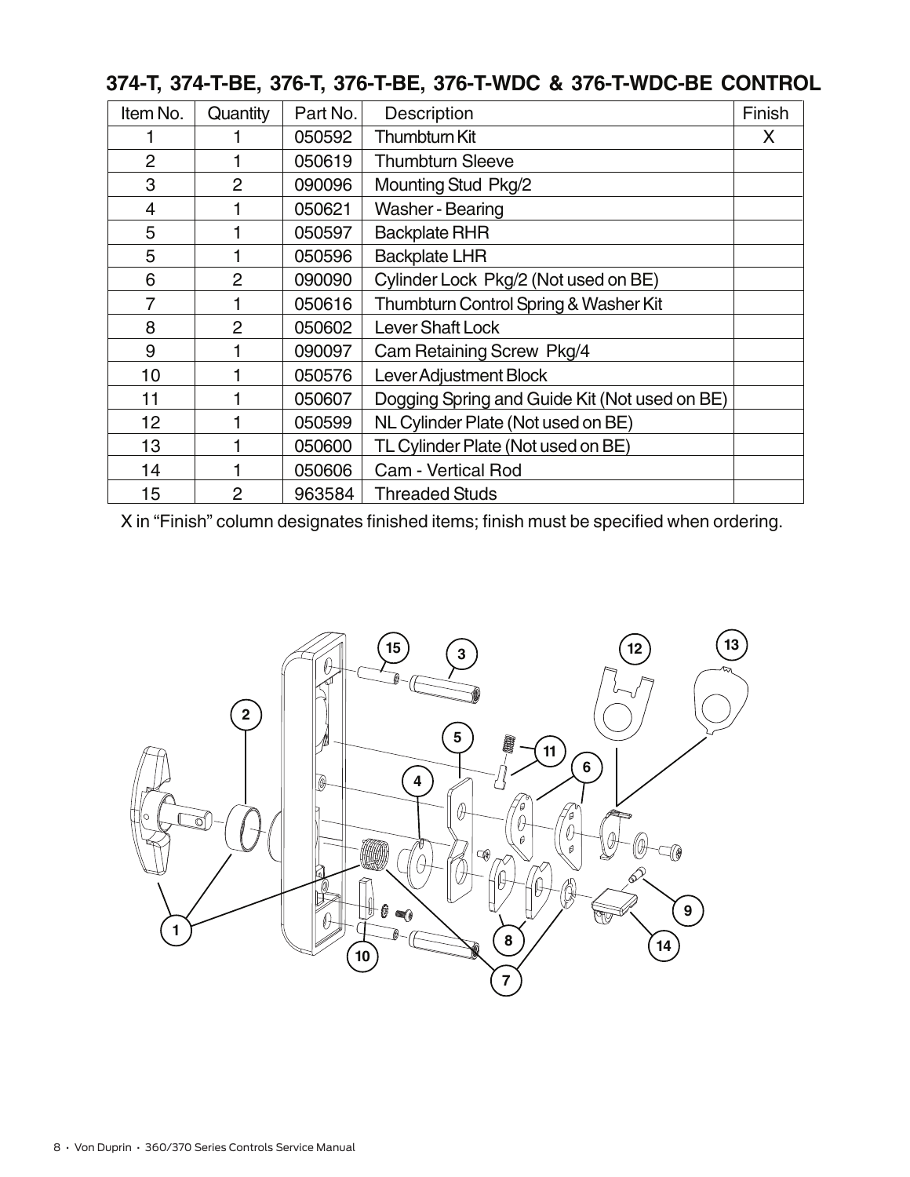## 374-T, 374-T-BE, 376-T, 376-T-BE, 376-T-WDC & 376-T-WDC-BE CONTROL

| Item No. | Quantity | Part No. | Description | Finish |
|---|---|---|---|---|
| 1 | 1 | 050592 | Thumbturn Kit | X |
| 2 | 1 | 050619 | Thumbturn Sleeve | |
| 3 | 2 | 090096 | Mounting Stud Pkg/2 | |
| 4 | 1 | 050621 | Washer - Bearing | |
| 5 | 1 | 050597 | Backplate RHR | |
| 5 | 1 | 050596 | Backplate LHR | |
| 6 | 2 | 090090 | Cylinder Lock Pkg/2 (Not used on BE) | |
| 7 | 1 | 050616 | Thumbturn Control Spring & Washer Kit | |
| 8 | 2 | 050602 | Lever Shaft Lock | |
| 9 | 1 | 090097 | Cam Retaining Screw Pkg/4 | |
| 10 | 1 | 050576 | Lever Adjustment Block | |
| 11 | 1 | 050607 | Dogging Spring and Guide Kit (Not used on BE) | |
| 12 | 1 | 050599 | NL Cylinder Plate (Not used on BE) | |
| 13 | 1 | 050600 | TL Cylinder Plate (Not used on BE) | |
| 14 | 1 | 050606 | Cam - Vertical Rod | |
| 15 | 2 | 963584 | Threaded Studs | |

X in "Finish" column designates finished items; finish must be specified when ordering.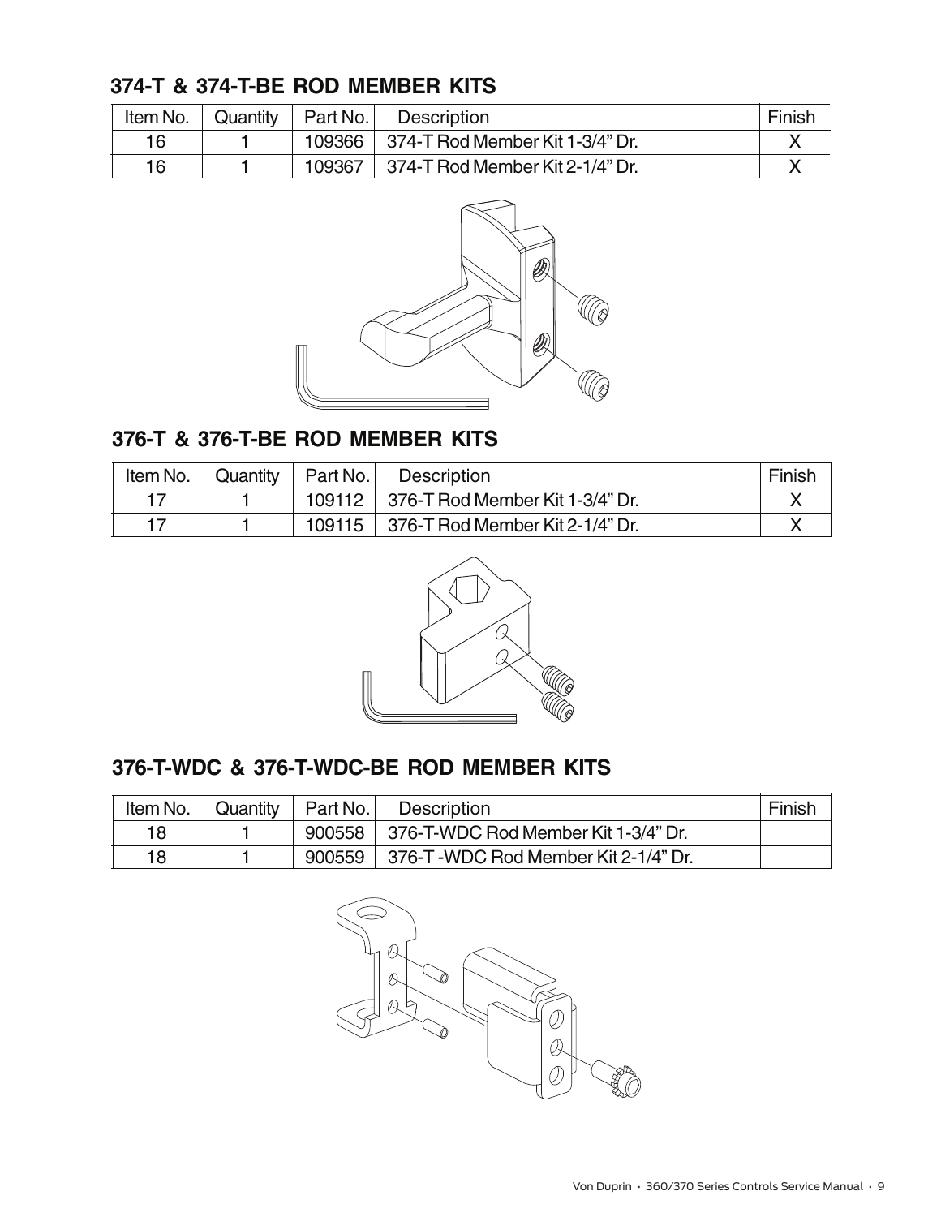## 374-T & 374-T-BE ROD MEMBER KITS

| Item No. | Quantity | Part No. | Description | Finish |
|---|---|---|---|---|
| 16 | 1 | 109366 | 374-T Rod Member Kit 1-3/4" Dr. | X |
| 16 | 1 | 109367 | 374-T Rod Member Kit 2-1/4" Dr. | X |

## 376-T & 376-T-BE ROD MEMBER KITS

| Item No. | Quantity | Part No. | Description | Finish |
|---|---|---|---|---|
| 17 | 1 | 109112 | 376-T Rod Member Kit 1-3/4" Dr. | X |
| 17 | 1 | 109115 | 376-T Rod Member Kit 2-1/4" Dr. | X |

## 376-T-WDC & 376-T-WDC-BE ROD MEMBER KITS

| Item No. | Quantity | Part No. | Description | Finish |
|---|---|---|---|---|
| 18 | 1 | 900558 | 376-T-WDC Rod Member Kit 1-3/4" Dr. | |
| 18 | 1 | 900559 | 376-T -WDC Rod Member Kit 2-1/4" Dr. | |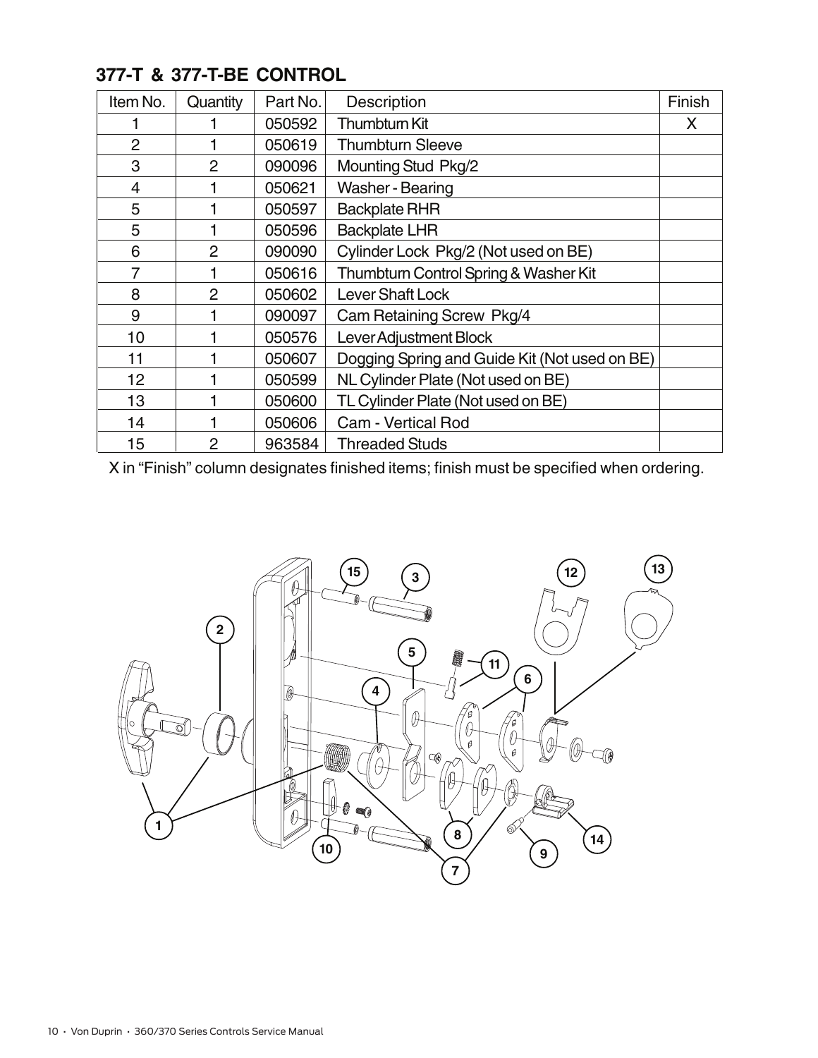## 377-T & 377-T-BE CONTROL

| Item No. | Quantity | Part No. | Description | Finish |
|---|---|---|---|---|
| 1 | 1 | 050592 | Thumbturn Kit | X |
| 2 | 1 | 050619 | Thumbturn Sleeve | |
| 3 | 2 | 090096 | Mounting Stud Pkg/2 | |
| 4 | 1 | 050621 | Washer - Bearing | |
| 5 | 1 | 050597 | Backplate RHR | |
| 5 | 1 | 050596 | Backplate LHR | |
| 6 | 2 | 090090 | Cylinder Lock Pkg/2 (Not used on BE) | |
| 7 | 1 | 050616 | Thumbturn Control Spring & Washer Kit | |
| 8 | 2 | 050602 | Lever Shaft Lock | |
| 9 | 1 | 090097 | Cam Retaining Screw Pkg/4 | |
| 10 | 1 | 050576 | Lever Adjustment Block | |
| 11 | 1 | 050607 | Dogging Spring and Guide Kit (Not used on BE) | |
| 12 | 1 | 050599 | NL Cylinder Plate (Not used on BE) | |
| 13 | 1 | 050600 | TL Cylinder Plate (Not used on BE) | |
| 14 | 1 | 050606 | Cam - Vertical Rod | |
| 15 | 2 | 963584 | Threaded Studs | |

X in "Finish" column designates finished items; finish must be specified when ordering.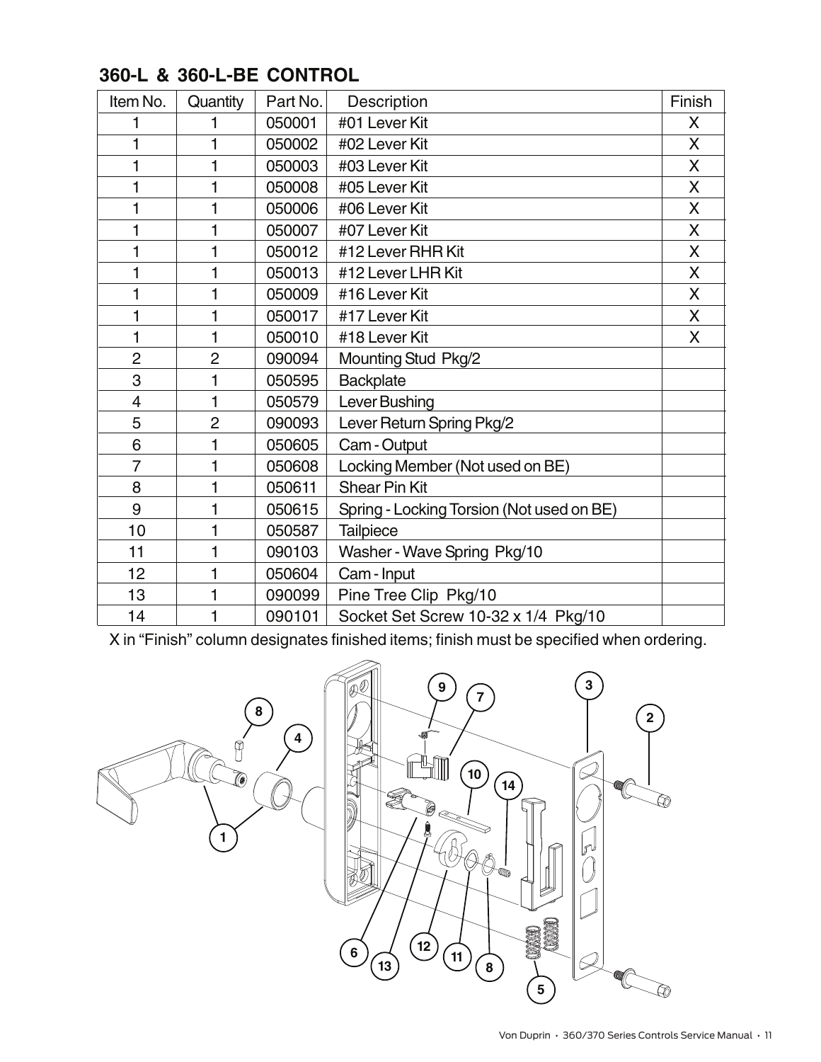## 360-L & 360-L-BE CONTROL

| Item No. | Quantity | Part No. | Description | Finish |
|---|---|---|---|---|
| 1 | 1 | 050001 | #01 Lever Kit | X |
| 1 | 1 | 050002 | #02 Lever Kit | X |
| 1 | 1 | 050003 | #03 Lever Kit | X |
| 1 | 1 | 050008 | #05 Lever Kit | X |
| 1 | 1 | 050006 | #06 Lever Kit | X |
| 1 | 1 | 050007 | #07 Lever Kit | X |
| 1 | 1 | 050012 | #12 Lever RHR Kit | X |
| 1 | 1 | 050013 | #12 Lever LHR Kit | X |
| 1 | 1 | 050009 | #16 Lever Kit | X |
| 1 | 1 | 050017 | #17 Lever Kit | X |
| 1 | 1 | 050010 | #18 Lever Kit | X |
| 2 | 2 | 090094 | Mounting Stud Pkg/2 | |
| 3 | 1 | 050595 | Backplate | |
| 4 | 1 | 050579 | Lever Bushing | |
| 5 | 2 | 090093 | Lever Return Spring Pkg/2 | |
| 6 | 1 | 050605 | Cam - Output | |
| 7 | 1 | 050608 | Locking Member (Not used on BE) | |
| 8 | 1 | 050611 | Shear Pin Kit | |
| 9 | 1 | 050615 | Spring - Locking Torsion (Not used on BE) | |
| 10 | 1 | 050587 | Tailpiece | |
| 11 | 1 | 090103 | Washer - Wave Spring Pkg/10 | |
| 12 | 1 | 050604 | Cam - Input | |
| 13 | 1 | 090099 | Pine Tree Clip Pkg/10 | |
| 14 | 1 | 090101 | Socket Set Screw 10-32 x 1/4 Pkg/10 | |

X in "Finish" column designates finished items; finish must be specified when ordering.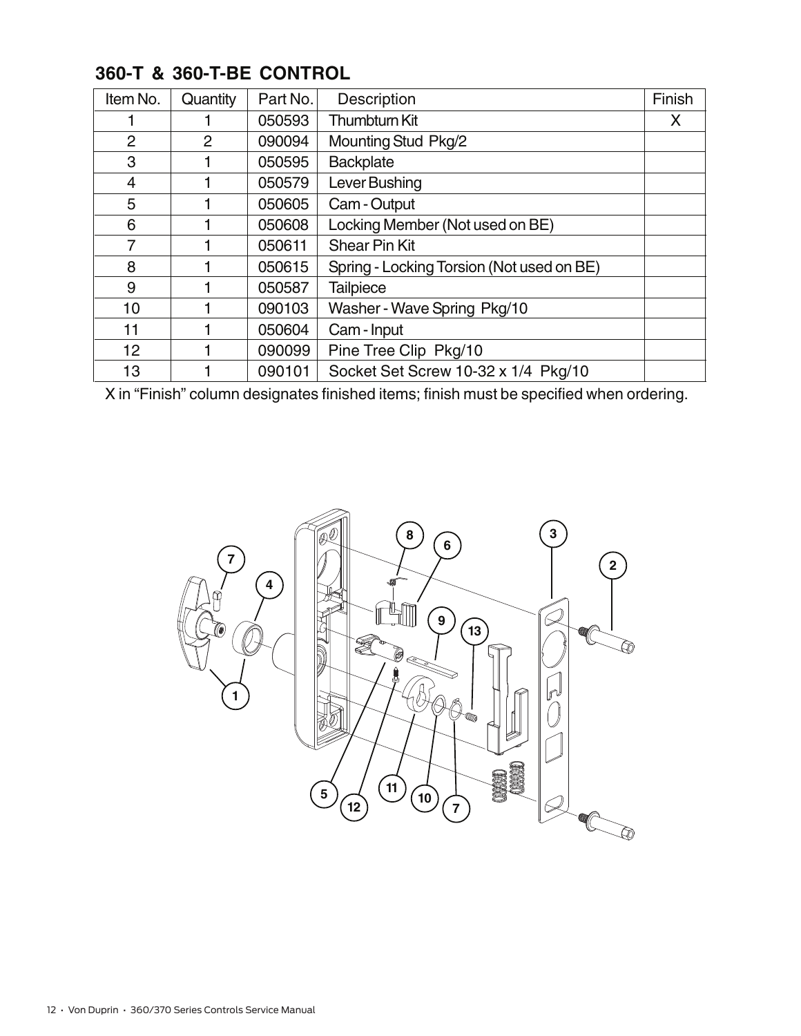## 360-T & 360-T-BE CONTROL

| Item No. | Quantity | Part No. | Description | Finish |
|---|---|---|---|---|
| 1 | 1 | 050593 | Thumbturn Kit | X |
| 2 | 2 | 090094 | Mounting Stud Pkg/2 | |
| 3 | 1 | 050595 | Backplate | |
| 4 | 1 | 050579 | Lever Bushing | |
| 5 | 1 | 050605 | Cam - Output | |
| 6 | 1 | 050608 | Locking Member (Not used on BE) | |
| 7 | 1 | 050611 | Shear Pin Kit | |
| 8 | 1 | 050615 | Spring - Locking Torsion (Not used on BE) | |
| 9 | 1 | 050587 | Tailpiece | |
| 10 | 1 | 090103 | Washer - Wave Spring Pkg/10 | |
| 11 | 1 | 050604 | Cam - Input | |
| 12 | 1 | 090099 | Pine Tree Clip Pkg/10 | |
| 13 | 1 | 090101 | Socket Set Screw 10-32 x 1/4 Pkg/10 | |

X in "Finish" column designates finished items; finish must be specified when ordering.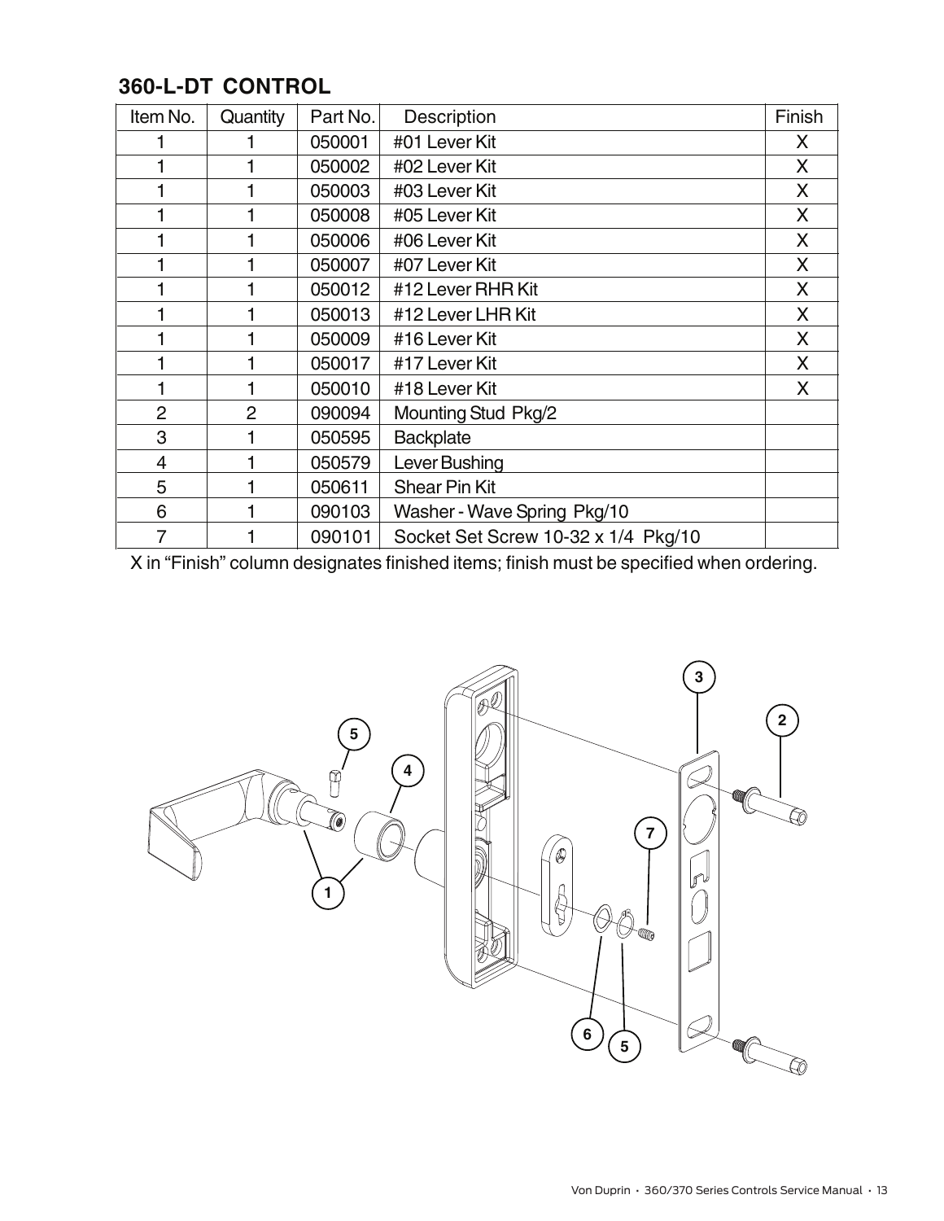## 360-L-DT CONTROL

| Item No. | Quantity | Part No. | Description | Finish |
|---|---|---|---|---|
| 1 | 1 | 050001 | #01 Lever Kit | X |
| 1 | 1 | 050002 | #02 Lever Kit | X |
| 1 | 1 | 050003 | #03 Lever Kit | X |
| 1 | 1 | 050008 | #05 Lever Kit | X |
| 1 | 1 | 050006 | #06 Lever Kit | X |
| 1 | 1 | 050007 | #07 Lever Kit | X |
| 1 | 1 | 050012 | #12 Lever RHR Kit | X |
| 1 | 1 | 050013 | #12 Lever LHR Kit | X |
| 1 | 1 | 050009 | #16 Lever Kit | X |
| 1 | 1 | 050017 | #17 Lever Kit | X |
| 1 | 1 | 050010 | #18 Lever Kit | X |
| 2 | 2 | 090094 | Mounting Stud Pkg/2 | |
| 3 | 1 | 050595 | Backplate | |
| 4 | 1 | 050579 | Lever Bushing | |
| 5 | 1 | 050611 | Shear Pin Kit | |
| 6 | 1 | 090103 | Washer - Wave Spring Pkg/10 | |
| 7 | 1 | 090101 | Socket Set Screw 10-32 x 1/4 Pkg/10 | |

X in "Finish" column designates finished items; finish must be specified when ordering.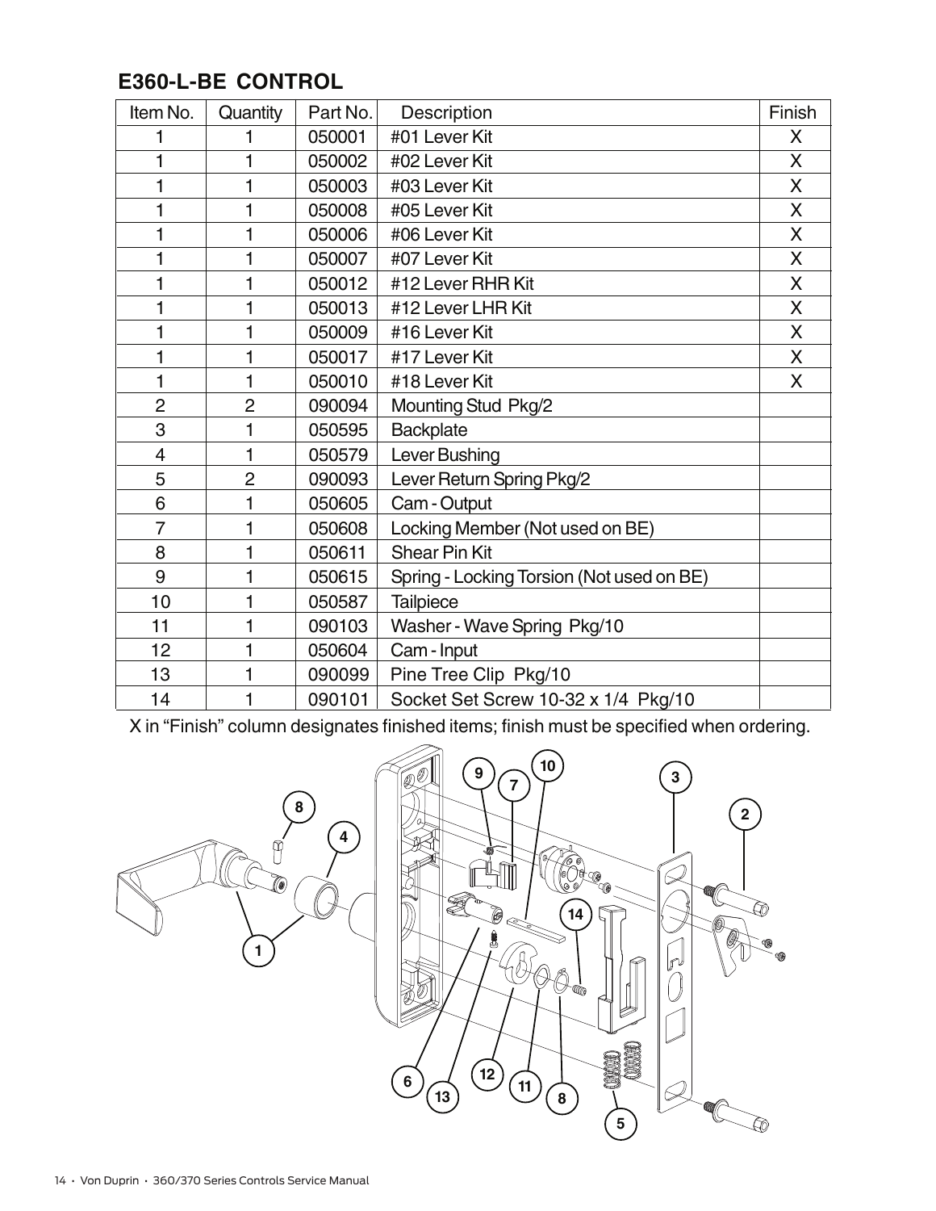## E360-L-BE CONTROL

| Item No. | Quantity | Part No. | Description | Finish |
|---|---|---|---|---|
| 1 | 1 | 050001 | #01 Lever Kit | X |
| 1 | 1 | 050002 | #02 Lever Kit | X |
| 1 | 1 | 050003 | #03 Lever Kit | X |
| 1 | 1 | 050008 | #05 Lever Kit | X |
| 1 | 1 | 050006 | #06 Lever Kit | X |
| 1 | 1 | 050007 | #07 Lever Kit | X |
| 1 | 1 | 050012 | #12 Lever RHR Kit | X |
| 1 | 1 | 050013 | #12 Lever LHR Kit | X |
| 1 | 1 | 050009 | #16 Lever Kit | X |
| 1 | 1 | 050017 | #17 Lever Kit | X |
| 1 | 1 | 050010 | #18 Lever Kit | X |
| 2 | 2 | 090094 | Mounting Stud Pkg/2 | |
| 3 | 1 | 050595 | Backplate | |
| 4 | 1 | 050579 | Lever Bushing | |
| 5 | 2 | 090093 | Lever Return Spring Pkg/2 | |
| 6 | 1 | 050605 | Cam - Output | |
| 7 | 1 | 050608 | Locking Member (Not used on BE) | |
| 8 | 1 | 050611 | Shear Pin Kit | |
| 9 | 1 | 050615 | Spring - Locking Torsion (Not used on BE) | |
| 10 | 1 | 050587 | Tailpiece | |
| 11 | 1 | 090103 | Washer - Wave Spring Pkg/10 | |
| 12 | 1 | 050604 | Cam - Input | |
| 13 | 1 | 090099 | Pine Tree Clip Pkg/10 | |
| 14 | 1 | 090101 | Socket Set Screw 10-32 x 1/4 Pkg/10 | |

X in "Finish" column designates finished items; finish must be specified when ordering.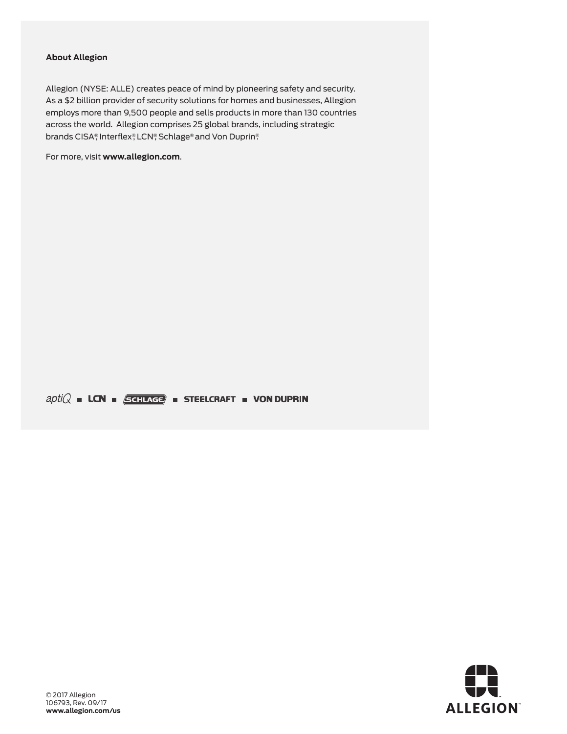**About Allegion**

Allegion (NYSE: ALLE) creates peace of mind by pioneering safety and security. As a $2 billion provider of security solutions for homes and businesses, Allegion employs more than 9,500 people and sells products in more than 130 countries across the world. Allegion comprises 25 global brands, including strategic brands CISA®, Interflex®, LCN®, Schlage® and Von Duprin®.

For more, visit **www.allegion.com**.

aptiQ ■ LCN ■ SCHLAGE ■ STEELCRAFT ■ VON DUPRIN

© 2017 Allegion
106793, Rev. 09/17
**www.allegion.com/us**

ALLEGION™